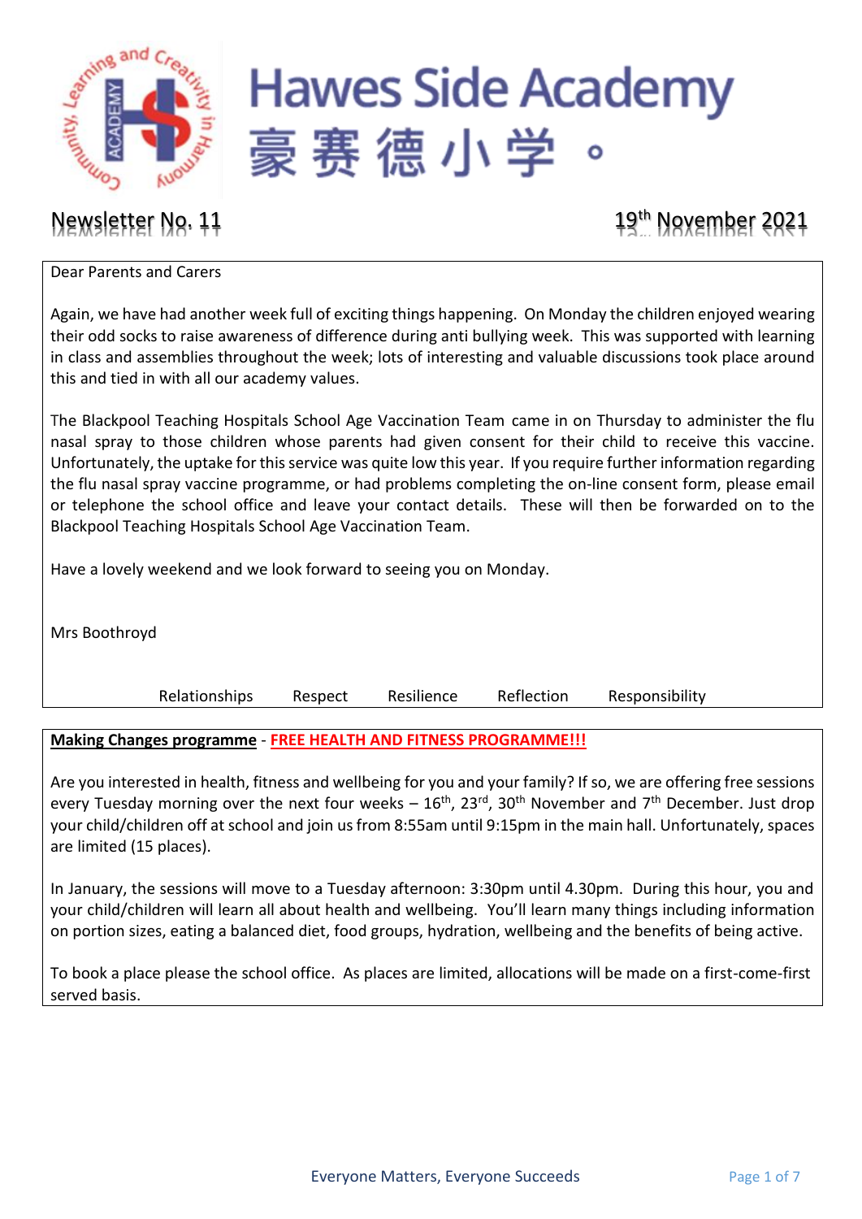# Hawes Side Academy

# 豪赛德小学。

## Newsletter No. 11

19th November 2021

Dear Parents and Carers

Again, we have had another week full of exciting things happening. On Monday the children enjoyed wearing their odd socks to raise awareness of difference during anti bullying week. This was supported with learning in class and assemblies throughout the week; lots of interesting and valuable discussions took place around this and tied in with all our academy values.

The Blackpool Teaching Hospitals School Age Vaccination Team came in on Thursday to administer the flu nasal spray to those children whose parents had given consent for their child to receive this vaccine. Unfortunately, the uptake for this service was quite low this year. If you require further information regarding the flu nasal spray vaccine programme, or had problems completing the on-line consent form, please email or telephone the school office and leave your contact details. These will then be forwarded on to the Blackpool Teaching Hospitals School Age Vaccination Team.

Have a lovely weekend and we look forward to seeing you on Monday.

Mrs Boothroyd

Relationships Respect Resilience Reflection Responsibility

**Making Changes programme** - **FREE HEALTH AND FITNESS PROGRAMME!!!**

Are you interested in health, fitness and wellbeing for you and your family? If so, we are offering free sessions every Tuesday morning over the next four weeks – 16th, 23rd, 30th November and 7th December. Just drop your child/children off at school and join us from 8:55am until 9:15pm in the main hall. Unfortunately, spaces are limited (15 places).

In January, the sessions will move to a Tuesday afternoon: 3:30pm until 4.30pm. During this hour, you and your child/children will learn all about health and wellbeing. You'll learn many things including information on portion sizes, eating a balanced diet, food groups, hydration, wellbeing and the benefits of being active.

To book a place please the school office. As places are limited, allocations will be made on a first-come-first served basis.

Everyone Matters, Everyone Succeeds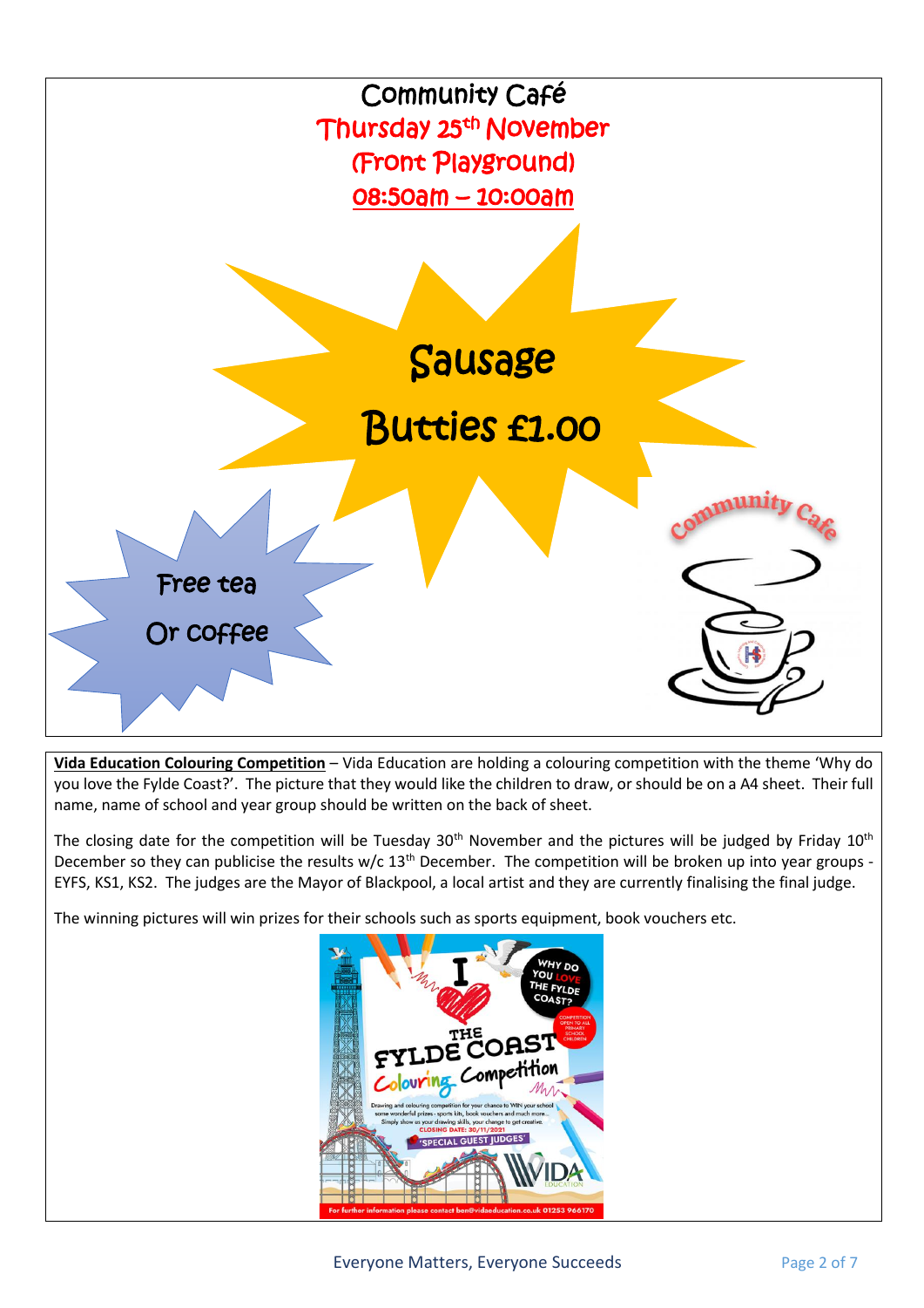# Community Café

## Thursday 25th November

## (Front Playground)

## 08:50am – 10:00am

**Sausage Butties £1.00**

**Free tea Or coffee**

Community Cafe

**Vida Education Colouring Competition** – Vida Education are holding a colouring competition with the theme 'Why do you love the Fylde Coast?'. The picture that they would like the children to draw, or should be on a A4 sheet. Their full name, name of school and year group should be written on the back of sheet.

The closing date for the competition will be Tuesday 30th November and the pictures will be judged by Friday 10th December so they can publicise the results w/c 13th December. The competition will be broken up into year groups - EYFS, KS1, KS2. The judges are the Mayor of Blackpool, a local artist and they are currently finalising the final judge.

The winning pictures will win prizes for their schools such as sports equipment, book vouchers etc.

WHY DO YOU LOVE THE FYLDE COAST?

COMPETITION OPEN TO ALL PRIMARY SCHOOL CHILDREN

I ❤ THE FYLDE COAST Colouring Competition

Drawing and colouring competition for your chance to WIN your school some wonderful prizes - sports kits, book vouchers and much more... Simply show us your drawing skills, your change to get creative.

CLOSING DATE: 30/11/2021

'SPECIAL GUEST JUDGES'

VIDA EDUCATION

For further information please contact ben@vidaeducation.co.uk 01253 966170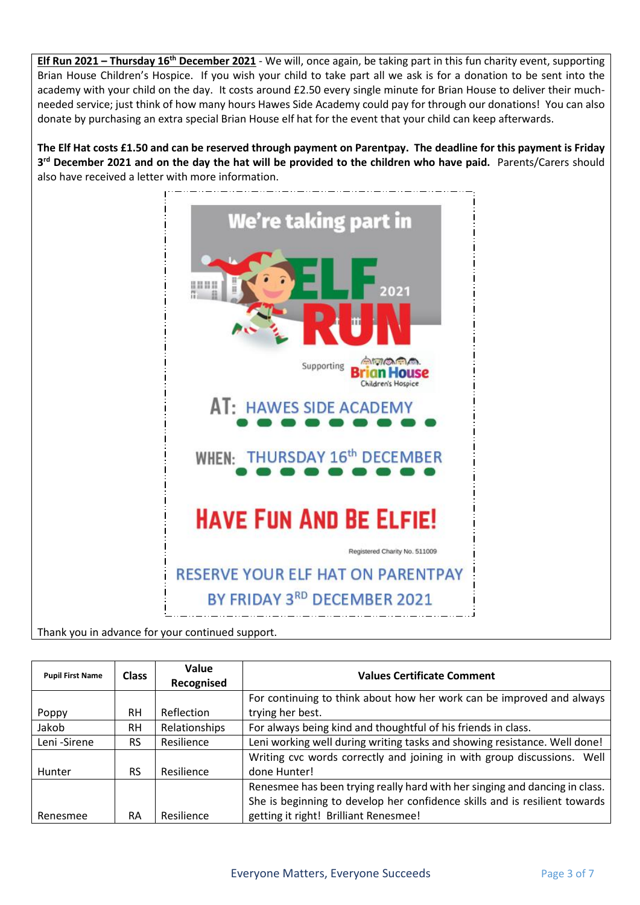**Elf Run 2021 – Thursday 16th December 2021** - We will, once again, be taking part in this fun charity event, supporting Brian House Children's Hospice. If you wish your child to take part all we ask is for a donation to be sent into the academy with your child on the day. It costs around £2.50 every single minute for Brian House to deliver their much-needed service; just think of how many hours Hawes Side Academy could pay for through our donations! You can also donate by purchasing an extra special Brian House elf hat for the event that your child can keep afterwards.

**The Elf Hat costs £1.50 and can be reserved through payment on Parentpay. The deadline for this payment is Friday 3rd December 2021 and on the day the hat will be provided to the children who have paid.** Parents/Carers should also have received a letter with more information.

We're taking part in

ELF RUN 2021

Supporting Brian House Children's Hospice

AT: HAWES SIDE ACADEMY

WHEN: THURSDAY 16th DECEMBER

HAVE FUN AND BE ELFIE!

Registered Charity No. 511009

RESERVE YOUR ELF HAT ON PARENTPAY BY FRIDAY 3RD DECEMBER 2021

Thank you in advance for your continued support.

| Pupil First Name | Class | Value Recognised | Values Certificate Comment |
|---|---|---|---|
| Poppy | RH | Reflection | For continuing to think about how her work can be improved and always trying her best. |
| Jakob | RH | Relationships | For always being kind and thoughtful of his friends in class. |
| Leni -Sirene | RS | Resilience | Leni working well during writing tasks and showing resistance. Well done! |
| Hunter | RS | Resilience | Writing cvc words correctly and joining in with group discussions. Well done Hunter! |
| Renesmee | RA | Resilience | Renesmee has been trying really hard with her singing and dancing in class. She is beginning to develop her confidence skills and is resilient towards getting it right! Brilliant Renesmee! |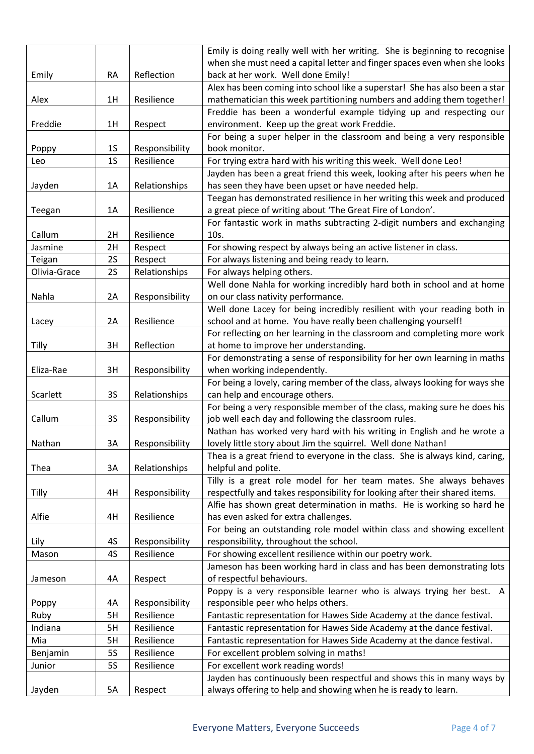| | | | |
|---|---|---|---|
| Emily | RA | Reflection | Emily is doing really well with her writing. She is beginning to recognise when she must need a capital letter and finger spaces even when she looks back at her work. Well done Emily! |
| Alex | 1H | Resilience | Alex has been coming into school like a superstar! She has also been a star mathematician this week partitioning numbers and adding them together! |
| Freddie | 1H | Respect | Freddie has been a wonderful example tidying up and respecting our environment. Keep up the great work Freddie. |
| Poppy | 1S | Responsibility | For being a super helper in the classroom and being a very responsible book monitor. |
| Leo | 1S | Resilience | For trying extra hard with his writing this week. Well done Leo! |
| Jayden | 1A | Relationships | Jayden has been a great friend this week, looking after his peers when he has seen they have been upset or have needed help. |
| Teegan | 1A | Resilience | Teegan has demonstrated resilience in her writing this week and produced a great piece of writing about 'The Great Fire of London'. |
| Callum | 2H | Resilience | For fantastic work in maths subtracting 2-digit numbers and exchanging 10s. |
| Jasmine | 2H | Respect | For showing respect by always being an active listener in class. |
| Teigan | 2S | Respect | For always listening and being ready to learn. |
| Olivia-Grace | 2S | Relationships | For always helping others. |
| Nahla | 2A | Responsibility | Well done Nahla for working incredibly hard both in school and at home on our class nativity performance. |
| Lacey | 2A | Resilience | Well done Lacey for being incredibly resilient with your reading both in school and at home. You have really been challenging yourself! |
| Tilly | 3H | Reflection | For reflecting on her learning in the classroom and completing more work at home to improve her understanding. |
| Eliza-Rae | 3H | Responsibility | For demonstrating a sense of responsibility for her own learning in maths when working independently. |
| Scarlett | 3S | Relationships | For being a lovely, caring member of the class, always looking for ways she can help and encourage others. |
| Callum | 3S | Responsibility | For being a very responsible member of the class, making sure he does his job well each day and following the classroom rules. |
| Nathan | 3A | Responsibility | Nathan has worked very hard with his writing in English and he wrote a lovely little story about Jim the squirrel. Well done Nathan! |
| Thea | 3A | Relationships | Thea is a great friend to everyone in the class. She is always kind, caring, helpful and polite. |
| Tilly | 4H | Responsibility | Tilly is a great role model for her team mates. She always behaves respectfully and takes responsibility for looking after their shared items. |
| Alfie | 4H | Resilience | Alfie has shown great determination in maths. He is working so hard he has even asked for extra challenges. |
| Lily | 4S | Responsibility | For being an outstanding role model within class and showing excellent responsibility, throughout the school. |
| Mason | 4S | Resilience | For showing excellent resilience within our poetry work. |
| Jameson | 4A | Respect | Jameson has been working hard in class and has been demonstrating lots of respectful behaviours. |
| Poppy | 4A | Responsibility | Poppy is a very responsible learner who is always trying her best. A responsible peer who helps others. |
| Ruby | 5H | Resilience | Fantastic representation for Hawes Side Academy at the dance festival. |
| Indiana | 5H | Resilience | Fantastic representation for Hawes Side Academy at the dance festival. |
| Mia | 5H | Resilience | Fantastic representation for Hawes Side Academy at the dance festival. |
| Benjamin | 5S | Resilience | For excellent problem solving in maths! |
| Junior | 5S | Resilience | For excellent work reading words! |
| Jayden | 5A | Respect | Jayden has continuously been respectful and shows this in many ways by always offering to help and showing when he is ready to learn. |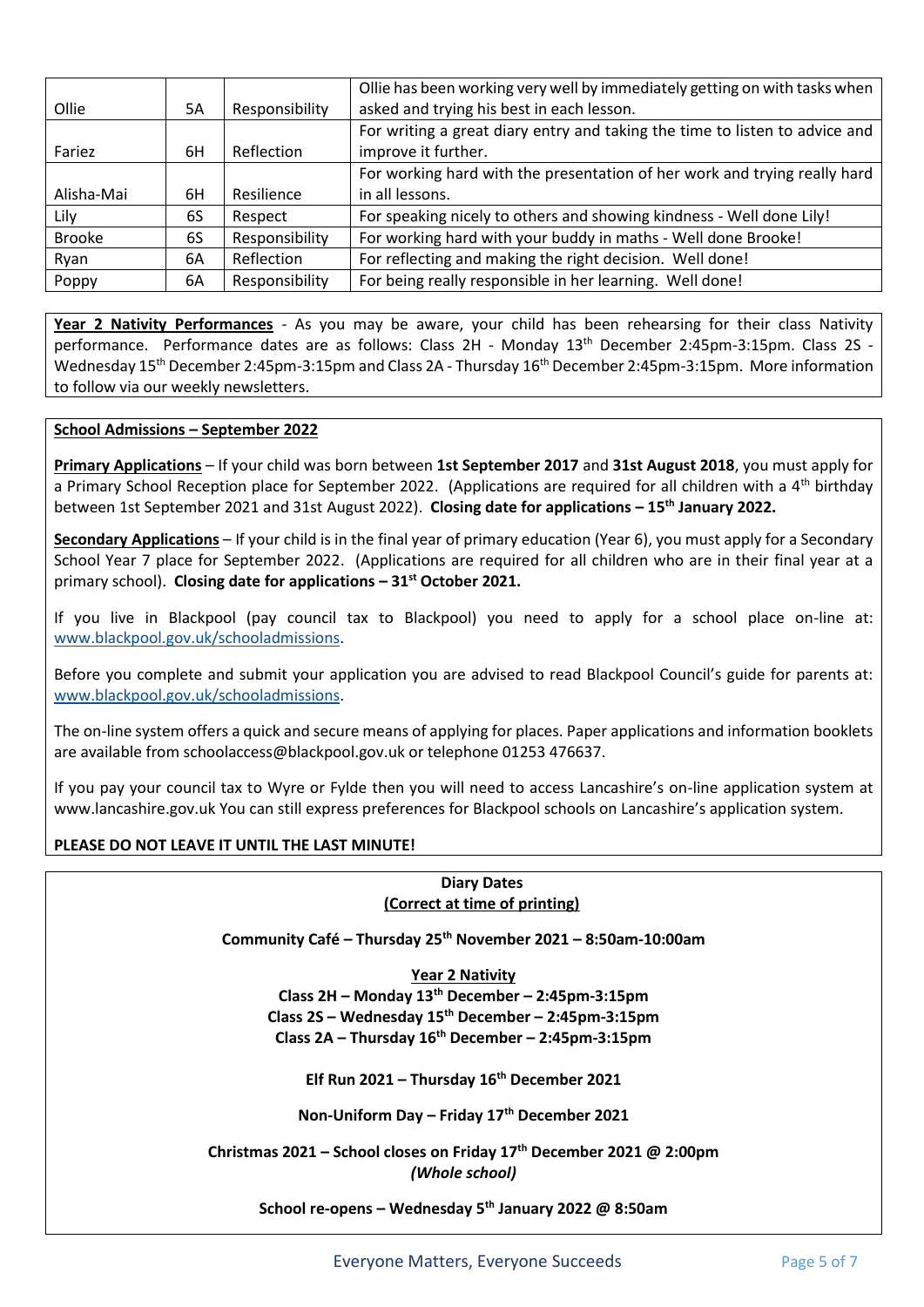| | | | |
|---|---|---|---|
| Ollie | 5A | Responsibility | Ollie has been working very well by immediately getting on with tasks when asked and trying his best in each lesson. |
| Fariez | 6H | Reflection | For writing a great diary entry and taking the time to listen to advice and improve it further. |
| Alisha-Mai | 6H | Resilience | For working hard with the presentation of her work and trying really hard in all lessons. |
| Lily | 6S | Respect | For speaking nicely to others and showing kindness - Well done Lily! |
| Brooke | 6S | Responsibility | For working hard with your buddy in maths - Well done Brooke! |
| Ryan | 6A | Reflection | For reflecting and making the right decision. Well done! |
| Poppy | 6A | Responsibility | For being really responsible in her learning. Well done! |

**Year 2 Nativity Performances** - As you may be aware, your child has been rehearsing for their class Nativity performance. Performance dates are as follows: Class 2H - Monday 13th December 2:45pm-3:15pm. Class 2S - Wednesday 15th December 2:45pm-3:15pm and Class 2A - Thursday 16th December 2:45pm-3:15pm. More information to follow via our weekly newsletters.

**School Admissions – September 2022**

**Primary Applications** – If your child was born between **1st September 2017** and **31st August 2018**, you must apply for a Primary School Reception place for September 2022. (Applications are required for all children with a 4th birthday between 1st September 2021 and 31st August 2022). **Closing date for applications – 15th January 2022.**

**Secondary Applications** – If your child is in the final year of primary education (Year 6), you must apply for a Secondary School Year 7 place for September 2022. (Applications are required for all children who are in their final year at a primary school). **Closing date for applications – 31st October 2021.**

If you live in Blackpool (pay council tax to Blackpool) you need to apply for a school place on-line at: www.blackpool.gov.uk/schooladmissions.

Before you complete and submit your application you are advised to read Blackpool Council's guide for parents at: www.blackpool.gov.uk/schooladmissions.

The on-line system offers a quick and secure means of applying for places. Paper applications and information booklets are available from schoolaccess@blackpool.gov.uk or telephone 01253 476637.

If you pay your council tax to Wyre or Fylde then you will need to access Lancashire's on-line application system at www.lancashire.gov.uk You can still express preferences for Blackpool schools on Lancashire's application system.

**PLEASE DO NOT LEAVE IT UNTIL THE LAST MINUTE!**

**Diary Dates**
**(Correct at time of printing)**

**Community Café – Thursday 25th November 2021 – 8:50am-10:00am**

**Year 2 Nativity**
**Class 2H – Monday 13th December – 2:45pm-3:15pm**
**Class 2S – Wednesday 15th December – 2:45pm-3:15pm**
**Class 2A – Thursday 16th December – 2:45pm-3:15pm**

**Elf Run 2021 – Thursday 16th December 2021**

**Non-Uniform Day – Friday 17th December 2021**

**Christmas 2021 – School closes on Friday 17th December 2021 @ 2:00pm**
***(Whole school)***

**School re-opens – Wednesday 5th January 2022 @ 8:50am**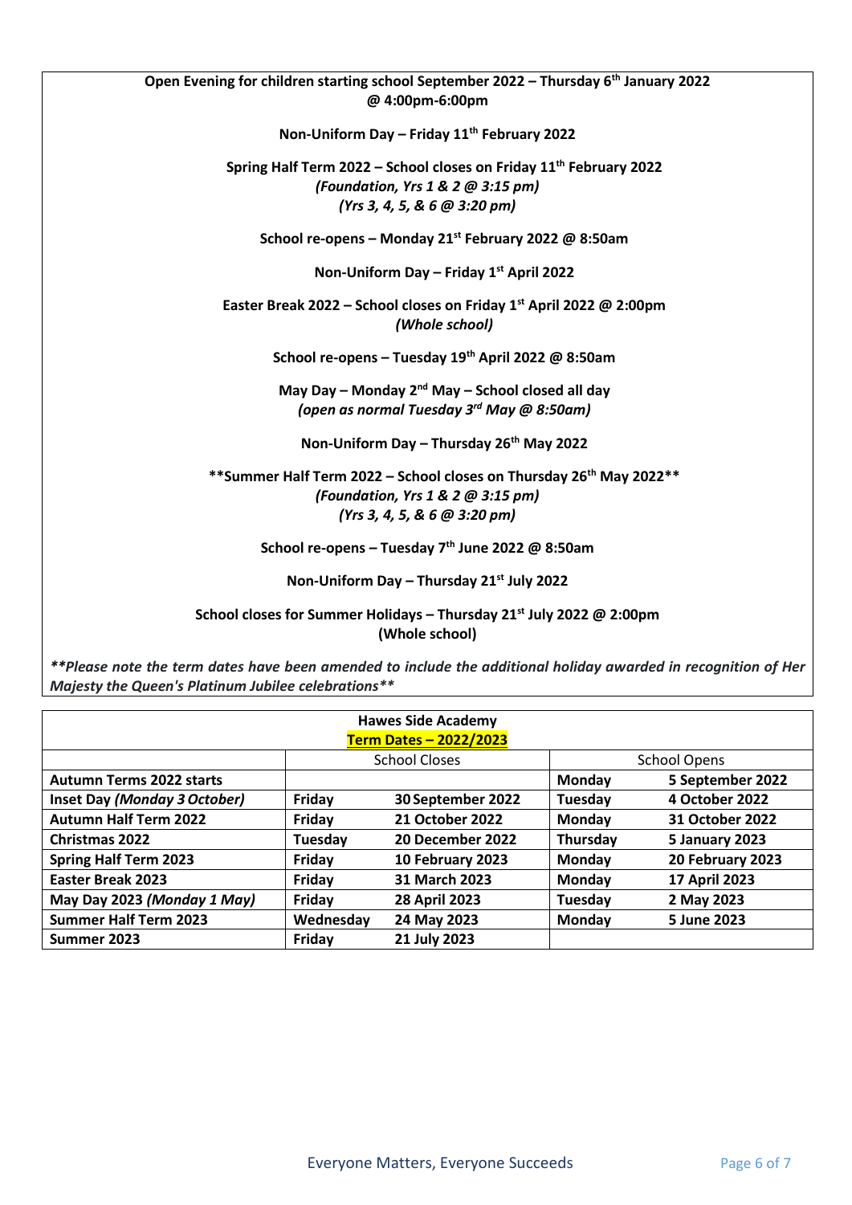**Open Evening for children starting school September 2022 – Thursday 6th January 2022 @ 4:00pm-6:00pm**

**Non-Uniform Day – Friday 11th February 2022**

**Spring Half Term 2022 – School closes on Friday 11th February 2022**
***(Foundation, Yrs 1 & 2 @ 3:15 pm)***
***(Yrs 3, 4, 5, & 6 @ 3:20 pm)***

**School re-opens – Monday 21st February 2022 @ 8:50am**

**Non-Uniform Day – Friday 1st April 2022**

**Easter Break 2022 – School closes on Friday 1st April 2022 @ 2:00pm**
***(Whole school)***

**School re-opens – Tuesday 19th April 2022 @ 8:50am**

**May Day – Monday 2nd May – School closed all day**
***(open as normal Tuesday 3rd May @ 8:50am)***

**Non-Uniform Day – Thursday 26th May 2022**

****Summer Half Term 2022 – School closes on Thursday 26th May 2022****
***(Foundation, Yrs 1 & 2 @ 3:15 pm)***
***(Yrs 3, 4, 5, & 6 @ 3:20 pm)***

**School re-opens – Tuesday 7th June 2022 @ 8:50am**

**Non-Uniform Day – Thursday 21st July 2022**

**School closes for Summer Holidays – Thursday 21st July 2022 @ 2:00pm**
**(Whole school)**

***\*\*Please note the term dates have been amended to include the additional holiday awarded in recognition of Her Majesty the Queen's Platinum Jubilee celebrations\*\****

**Hawes Side Academy**
**Term Dates – 2022/2023**

| | School Closes | | School Opens | |
|---|---|---|---|---|
| **Autumn Terms 2022 starts** | | | **Monday** | **5 September 2022** |
| **Inset Day *(Monday 3 October)*** | **Friday** | **30 September 2022** | **Tuesday** | **4 October 2022** |
| **Autumn Half Term 2022** | **Friday** | **21 October 2022** | **Monday** | **31 October 2022** |
| **Christmas 2022** | **Tuesday** | **20 December 2022** | **Thursday** | **5 January 2023** |
| **Spring Half Term 2023** | **Friday** | **10 February 2023** | **Monday** | **20 February 2023** |
| **Easter Break 2023** | **Friday** | **31 March 2023** | **Monday** | **17 April 2023** |
| **May Day 2023 *(Monday 1 May)*** | **Friday** | **28 April 2023** | **Tuesday** | **2 May 2023** |
| **Summer Half Term 2023** | **Wednesday** | **24 May 2023** | **Monday** | **5 June 2023** |
| **Summer 2023** | **Friday** | **21 July 2023** | | |

Everyone Matters, Everyone Succeeds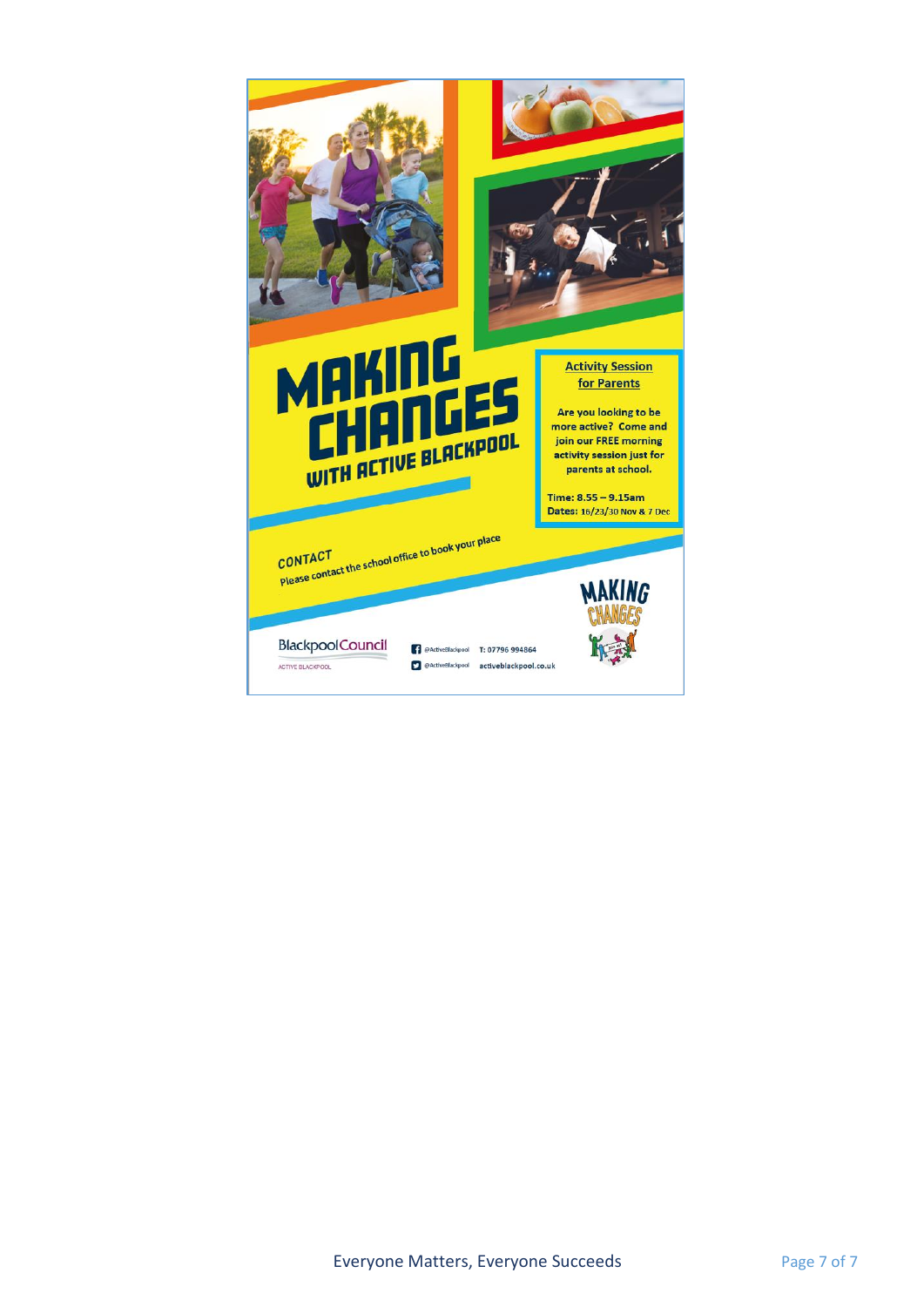# MAKING CHANGES

## WITH ACTIVE BLACKPOOL

**Activity Session for Parents**

**Are you looking to be more active? Come and join our FREE morning activity session just for parents at school.**

**Time:** 8.55 – 9.15am
**Dates:** 16/23/30 Nov & 7 Dec

**CONTACT**
Please contact the school office to book your place

Blackpool Council
ACTIVE BLACKPOOL

@ActiveBlackpool
@ActiveBlackpool

T: 07796 994864
activeblackpool.co.uk

MAKING CHANGES